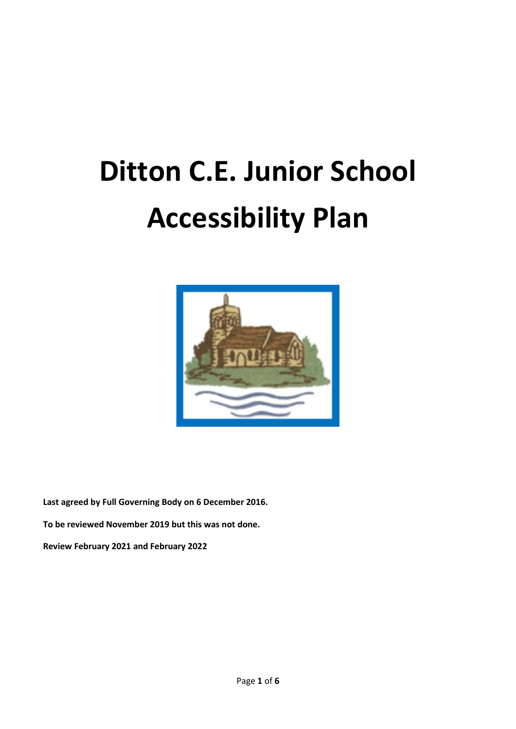# Ditton C.E. Junior School Accessibility Plan

**Last agreed by Full Governing Body on 6 December 2016.**

**To be reviewed November 2019 but this was not done.**

**Review February 2021 and February 2022**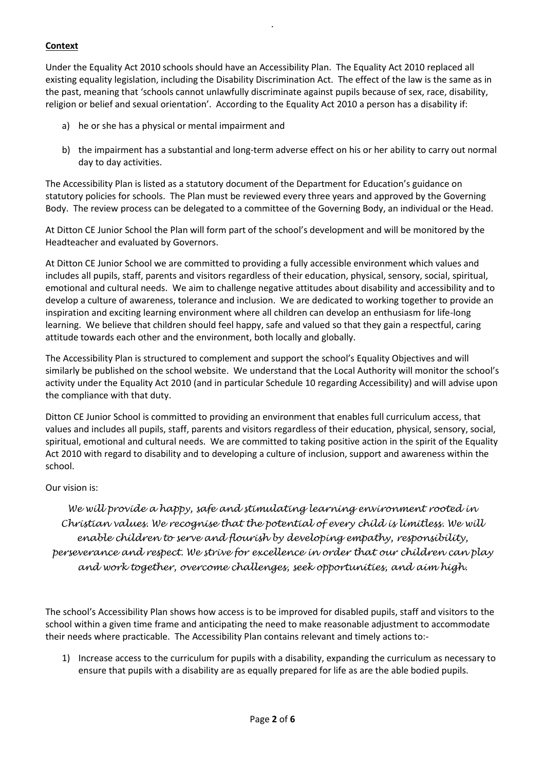**Context**

Under the Equality Act 2010 schools should have an Accessibility Plan. The Equality Act 2010 replaced all existing equality legislation, including the Disability Discrimination Act. The effect of the law is the same as in the past, meaning that 'schools cannot unlawfully discriminate against pupils because of sex, race, disability, religion or belief and sexual orientation'. According to the Equality Act 2010 a person has a disability if:

a) he or she has a physical or mental impairment and

b) the impairment has a substantial and long-term adverse effect on his or her ability to carry out normal day to day activities.

The Accessibility Plan is listed as a statutory document of the Department for Education's guidance on statutory policies for schools. The Plan must be reviewed every three years and approved by the Governing Body. The review process can be delegated to a committee of the Governing Body, an individual or the Head.

At Ditton CE Junior School the Plan will form part of the school's development and will be monitored by the Headteacher and evaluated by Governors.

At Ditton CE Junior School we are committed to providing a fully accessible environment which values and includes all pupils, staff, parents and visitors regardless of their education, physical, sensory, social, spiritual, emotional and cultural needs. We aim to challenge negative attitudes about disability and accessibility and to develop a culture of awareness, tolerance and inclusion. We are dedicated to working together to provide an inspiration and exciting learning environment where all children can develop an enthusiasm for life-long learning. We believe that children should feel happy, safe and valued so that they gain a respectful, caring attitude towards each other and the environment, both locally and globally.

The Accessibility Plan is structured to complement and support the school's Equality Objectives and will similarly be published on the school website. We understand that the Local Authority will monitor the school's activity under the Equality Act 2010 (and in particular Schedule 10 regarding Accessibility) and will advise upon the compliance with that duty.

Ditton CE Junior School is committed to providing an environment that enables full curriculum access, that values and includes all pupils, staff, parents and visitors regardless of their education, physical, sensory, social, spiritual, emotional and cultural needs. We are committed to taking positive action in the spirit of the Equality Act 2010 with regard to disability and to developing a culture of inclusion, support and awareness within the school.

Our vision is:

*We will provide a happy, safe and stimulating learning environment rooted in Christian values. We recognise that the potential of every child is limitless. We will enable children to serve and flourish by developing empathy, responsibility, perseverance and respect. We strive for excellence in order that our children can play and work together, overcome challenges, seek opportunities, and aim high.*

The school's Accessibility Plan shows how access is to be improved for disabled pupils, staff and visitors to the school within a given time frame and anticipating the need to make reasonable adjustment to accommodate their needs where practicable. The Accessibility Plan contains relevant and timely actions to:-

1) Increase access to the curriculum for pupils with a disability, expanding the curriculum as necessary to ensure that pupils with a disability are as equally prepared for life as are the able bodied pupils.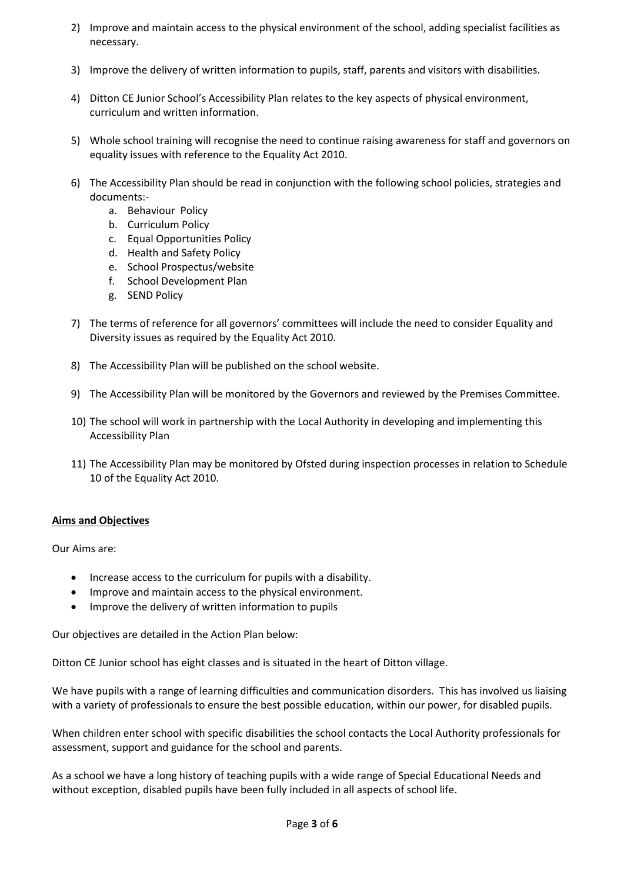2) Improve and maintain access to the physical environment of the school, adding specialist facilities as necessary.

3) Improve the delivery of written information to pupils, staff, parents and visitors with disabilities.

4) Ditton CE Junior School's Accessibility Plan relates to the key aspects of physical environment, curriculum and written information.

5) Whole school training will recognise the need to continue raising awareness for staff and governors on equality issues with reference to the Equality Act 2010.

6) The Accessibility Plan should be read in conjunction with the following school policies, strategies and documents:-
   a. Behaviour Policy
   b. Curriculum Policy
   c. Equal Opportunities Policy
   d. Health and Safety Policy
   e. School Prospectus/website
   f. School Development Plan
   g. SEND Policy

7) The terms of reference for all governors' committees will include the need to consider Equality and Diversity issues as required by the Equality Act 2010.

8) The Accessibility Plan will be published on the school website.

9) The Accessibility Plan will be monitored by the Governors and reviewed by the Premises Committee.

10) The school will work in partnership with the Local Authority in developing and implementing this Accessibility Plan

11) The Accessibility Plan may be monitored by Ofsted during inspection processes in relation to Schedule 10 of the Equality Act 2010.

**Aims and Objectives**

Our Aims are:

- Increase access to the curriculum for pupils with a disability.
- Improve and maintain access to the physical environment.
- Improve the delivery of written information to pupils

Our objectives are detailed in the Action Plan below:

Ditton CE Junior school has eight classes and is situated in the heart of Ditton village.

We have pupils with a range of learning difficulties and communication disorders. This has involved us liaising with a variety of professionals to ensure the best possible education, within our power, for disabled pupils.

When children enter school with specific disabilities the school contacts the Local Authority professionals for assessment, support and guidance for the school and parents.

As a school we have a long history of teaching pupils with a wide range of Special Educational Needs and without exception, disabled pupils have been fully included in all aspects of school life.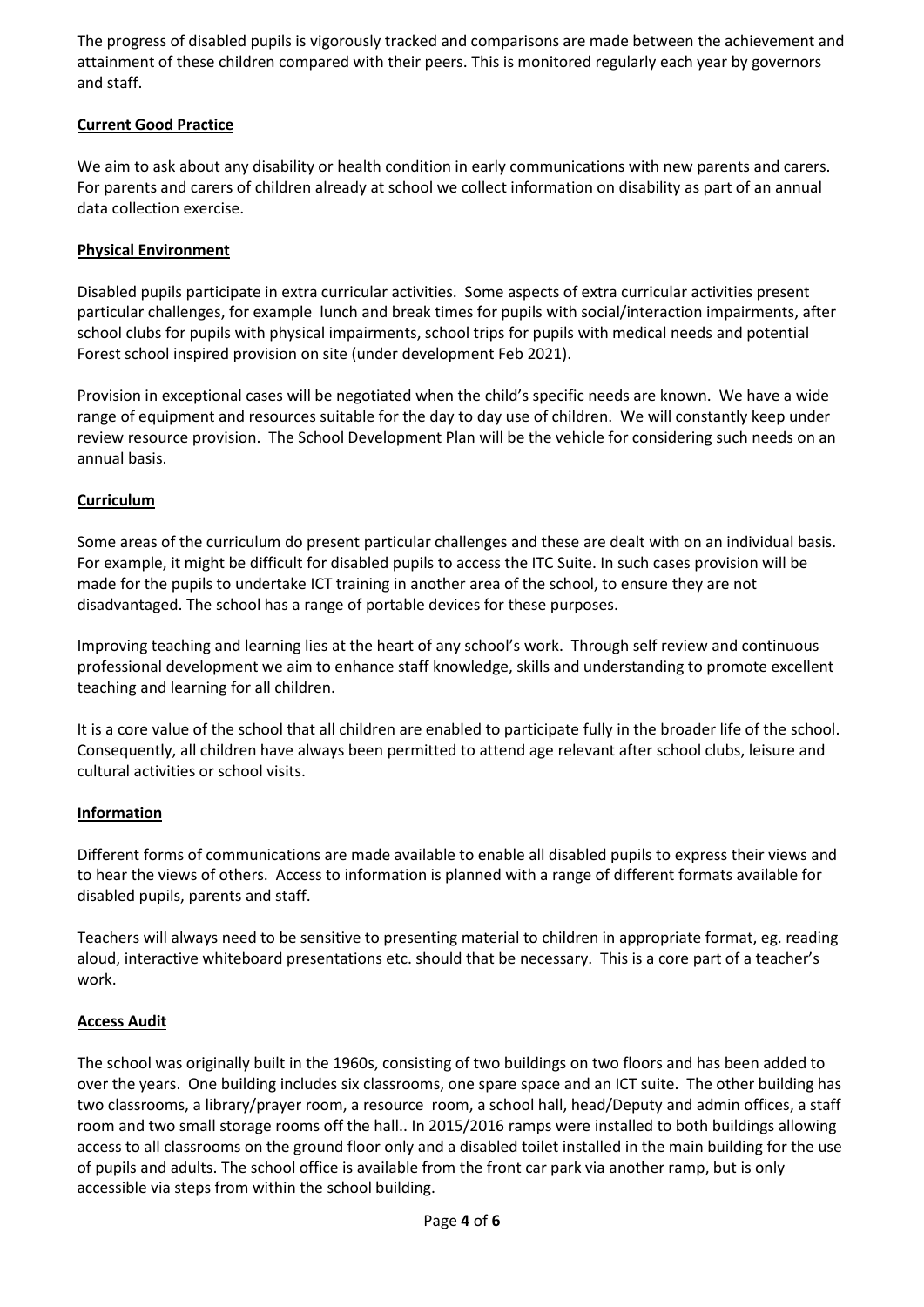The progress of disabled pupils is vigorously tracked and comparisons are made between the achievement and attainment of these children compared with their peers. This is monitored regularly each year by governors and staff.

**Current Good Practice**

We aim to ask about any disability or health condition in early communications with new parents and carers. For parents and carers of children already at school we collect information on disability as part of an annual data collection exercise.

**Physical Environment**

Disabled pupils participate in extra curricular activities. Some aspects of extra curricular activities present particular challenges, for example lunch and break times for pupils with social/interaction impairments, after school clubs for pupils with physical impairments, school trips for pupils with medical needs and potential Forest school inspired provision on site (under development Feb 2021).

Provision in exceptional cases will be negotiated when the child's specific needs are known. We have a wide range of equipment and resources suitable for the day to day use of children. We will constantly keep under review resource provision. The School Development Plan will be the vehicle for considering such needs on an annual basis.

**Curriculum**

Some areas of the curriculum do present particular challenges and these are dealt with on an individual basis. For example, it might be difficult for disabled pupils to access the ITC Suite. In such cases provision will be made for the pupils to undertake ICT training in another area of the school, to ensure they are not disadvantaged. The school has a range of portable devices for these purposes.

Improving teaching and learning lies at the heart of any school's work. Through self review and continuous professional development we aim to enhance staff knowledge, skills and understanding to promote excellent teaching and learning for all children.

It is a core value of the school that all children are enabled to participate fully in the broader life of the school. Consequently, all children have always been permitted to attend age relevant after school clubs, leisure and cultural activities or school visits.

**Information**

Different forms of communications are made available to enable all disabled pupils to express their views and to hear the views of others. Access to information is planned with a range of different formats available for disabled pupils, parents and staff.

Teachers will always need to be sensitive to presenting material to children in appropriate format, eg. reading aloud, interactive whiteboard presentations etc. should that be necessary. This is a core part of a teacher's work.

**Access Audit**

The school was originally built in the 1960s, consisting of two buildings on two floors and has been added to over the years. One building includes six classrooms, one spare space and an ICT suite. The other building has two classrooms, a library/prayer room, a resource room, a school hall, head/Deputy and admin offices, a staff room and two small storage rooms off the hall.. In 2015/2016 ramps were installed to both buildings allowing access to all classrooms on the ground floor only and a disabled toilet installed in the main building for the use of pupils and adults. The school office is available from the front car park via another ramp, but is only accessible via steps from within the school building.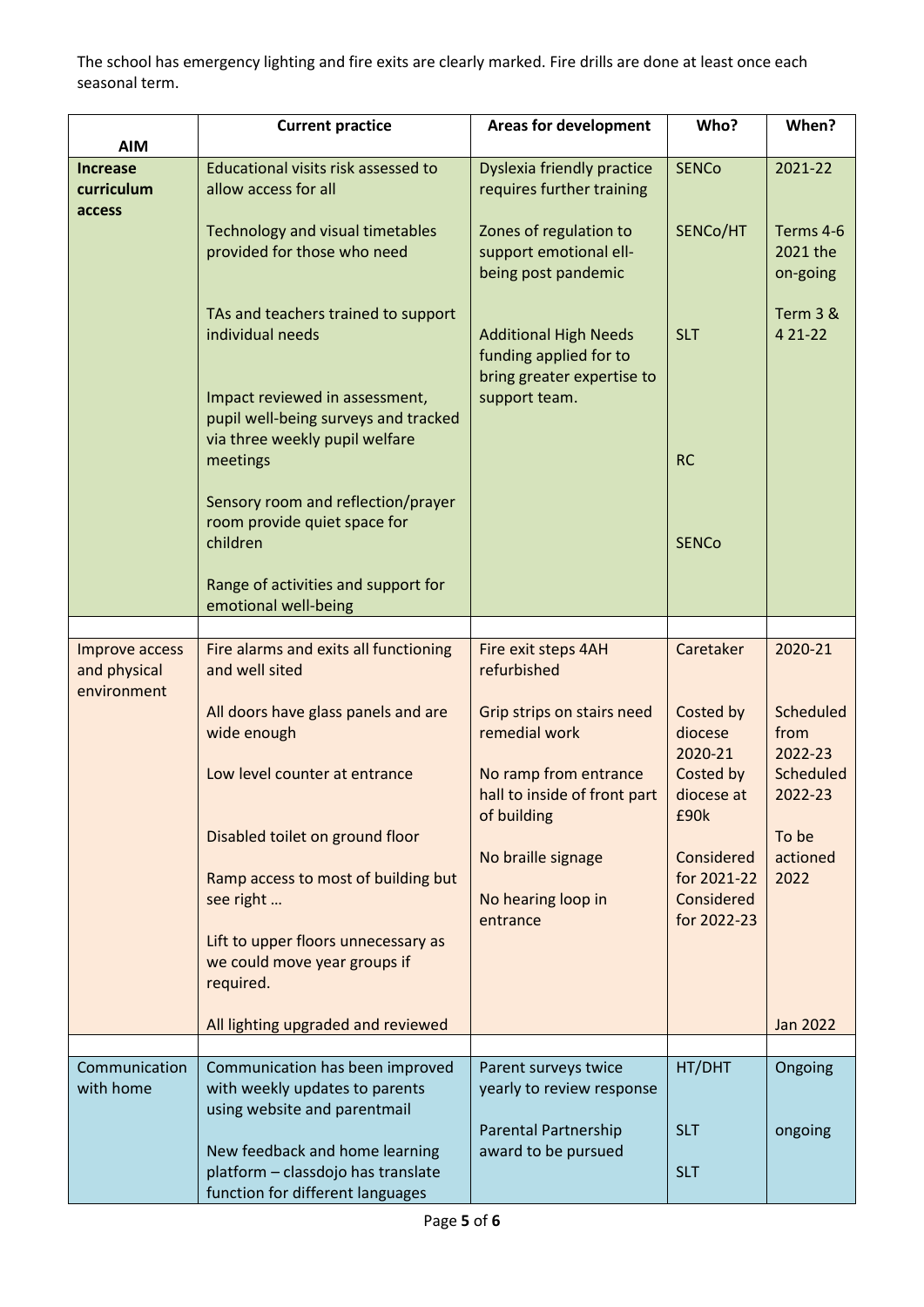The school has emergency lighting and fire exits are clearly marked. Fire drills are done at least once each seasonal term.

| AIM | Current practice | Areas for development | Who? | When? |
|---|---|---|---|---|
| **Increase curriculum access** | Educational visits risk assessed to allow access for all<br><br>Technology and visual timetables provided for those who need<br><br>TAs and teachers trained to support individual needs<br><br>Impact reviewed in assessment, pupil well-being surveys and tracked via three weekly pupil welfare meetings<br><br>Sensory room and reflection/prayer room provide quiet space for children<br><br>Range of activities and support for emotional well-being | Dyslexia friendly practice requires further training<br><br>Zones of regulation to support emotional ell-being post pandemic<br><br>Additional High Needs funding applied for to bring greater expertise to support team. | SENCo<br><br>SENCo/HT<br><br>SLT<br><br>RC<br><br>SENCo | 2021-22<br><br>Terms 4-6 2021 the on-going<br><br>Term 3 & 4 21-22 |
| | | | | |
| Improve access and physical environment | Fire alarms and exits all functioning and well sited<br><br>All doors have glass panels and are wide enough<br><br>Low level counter at entrance<br><br>Disabled toilet on ground floor<br><br>Ramp access to most of building but see right …<br><br>Lift to upper floors unnecessary as we could move year groups if required.<br><br>All lighting upgraded and reviewed | Fire exit steps 4AH refurbished<br><br>Grip strips on stairs need remedial work<br><br>No ramp from entrance hall to inside of front part of building<br><br>No braille signage<br><br>No hearing loop in entrance | Caretaker<br><br>Costed by diocese 2020-21<br><br>Costed by diocese at £90k<br><br>Considered for 2021-22<br><br>Considered for 2022-23 | 2020-21<br><br>Scheduled from 2022-23<br><br>Scheduled 2022-23<br><br>To be actioned 2022<br><br>Jan 2022 |
| | | | | |
| Communication with home | Communication has been improved with weekly updates to parents using website and parentmail<br><br>New feedback and home learning platform – classdojo has translate function for different languages | Parent surveys twice yearly to review response<br><br>Parental Partnership award to be pursued | HT/DHT<br><br>SLT<br><br>SLT | Ongoing<br><br>ongoing |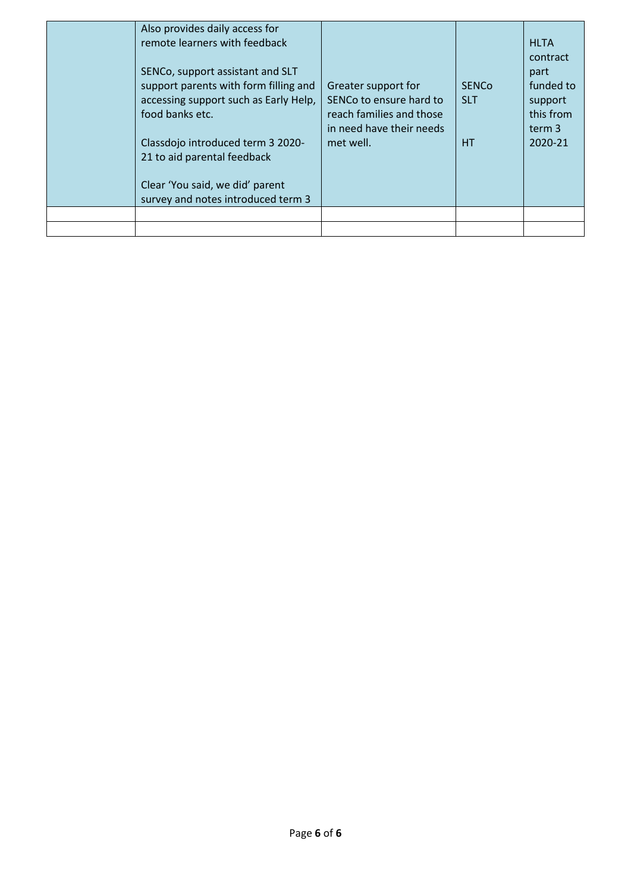| | | | | |
|---|---|---|---|---|
| | Also provides daily access for remote learners with feedback<br><br>SENCo, support assistant and SLT support parents with form filling and accessing support such as Early Help, food banks etc.<br><br>Classdojo introduced term 3 2020-21 to aid parental feedback<br><br>Clear 'You said, we did' parent survey and notes introduced term 3 | Greater support for SENCo to ensure hard to reach families and those in need have their needs met well. | SENCo<br>SLT<br><br>HT | HLTA contract part funded to support this from term 3 2020-21 |
| | | | | |
| | | | | |